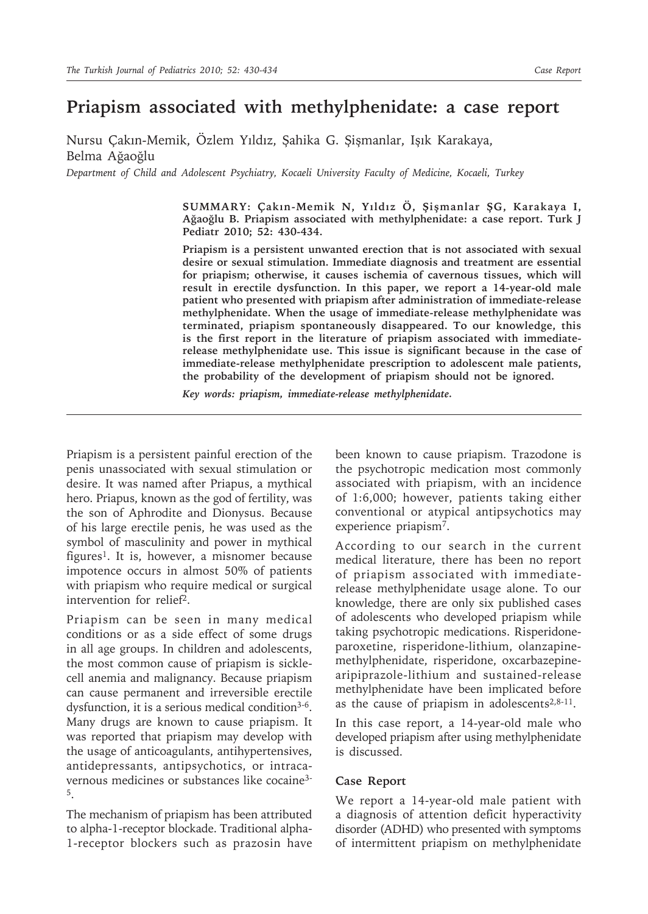# Priapism associated with methylphenidate: a case report

Nursu Çakın-Memik, Özlem Yıldız, Şahika G. Şişmanlar, Işık Karakaya, Belma Ağaoğlu

*Department of Child and Adolescent Psychiatry, Kocaeli University Faculty of Medicine, Kocaeli, Turkey*

**SUMMARY: Çakın-Memik N, Yıldız Ö, Şişmanlar ŞG, Karakaya I, Ağaoğlu B. Priapism associated with methylphenidate: a case report. Turk J Pediatr 2010; 52: 430-434.**

**Priapism is a persistent unwanted erection that is not associated with sexual desire or sexual stimulation. Immediate diagnosis and treatment are essential for priapism; otherwise, it causes ischemia of cavernous tissues, which will result in erectile dysfunction. In this paper, we report a 14-year-old male patient who presented with priapism after administration of immediate-release methylphenidate. When the usage of immediate-release methylphenidate was terminated, priapism spontaneously disappeared. To our knowledge, this is the first report in the literature of priapism associated with immediate-release methylphenidate use. This issue is significant because in the case of immediate-release methylphenidate prescription to adolescent male patients, the probability of the development of priapism should not be ignored.**

***Key words: priapism, immediate-release methylphenidate.***

---

Priapism is a persistent painful erection of the penis unassociated with sexual stimulation or desire. It was named after Priapus, a mythical hero. Priapus, known as the god of fertility, was the son of Aphrodite and Dionysus. Because of his large erectile penis, he was used as the symbol of masculinity and power in mythical figures[1]. It is, however, a misnomer because impotence occurs in almost 50% of patients with priapism who require medical or surgical intervention for relief[2].

Priapism can be seen in many medical conditions or as a side effect of some drugs in all age groups. In children and adolescents, the most common cause of priapism is sickle-cell anemia and malignancy. Because priapism can cause permanent and irreversible erectile dysfunction, it is a serious medical condition[3-6]. Many drugs are known to cause priapism. It was reported that priapism may develop with the usage of anticoagulants, antihypertensives, antidepressants, antipsychotics, or intracavernous medicines or substances like cocaine[3-5].

The mechanism of priapism has been attributed to alpha-1-receptor blockade. Traditional alpha-1-receptor blockers such as prazosin have been known to cause priapism. Trazodone is the psychotropic medication most commonly associated with priapism, with an incidence of 1:6,000; however, patients taking either conventional or atypical antipsychotics may experience priapism[7].

According to our search in the current medical literature, there has been no report of priapism associated with immediate-release methylphenidate usage alone. To our knowledge, there are only six published cases of adolescents who developed priapism while taking psychotropic medications. Risperidone-paroxetine, risperidone-lithium, olanzapine-methylphenidate, risperidone, oxcarbazepine-aripiprazole-lithium and sustained-release methylphenidate have been implicated before as the cause of priapism in adolescents[2,8-11].

In this case report, a 14-year-old male who developed priapism after using methylphenidate is discussed.

## Case Report

We report a 14-year-old male patient with a diagnosis of attention deficit hyperactivity disorder (ADHD) who presented with symptoms of intermittent priapism on methylphenidate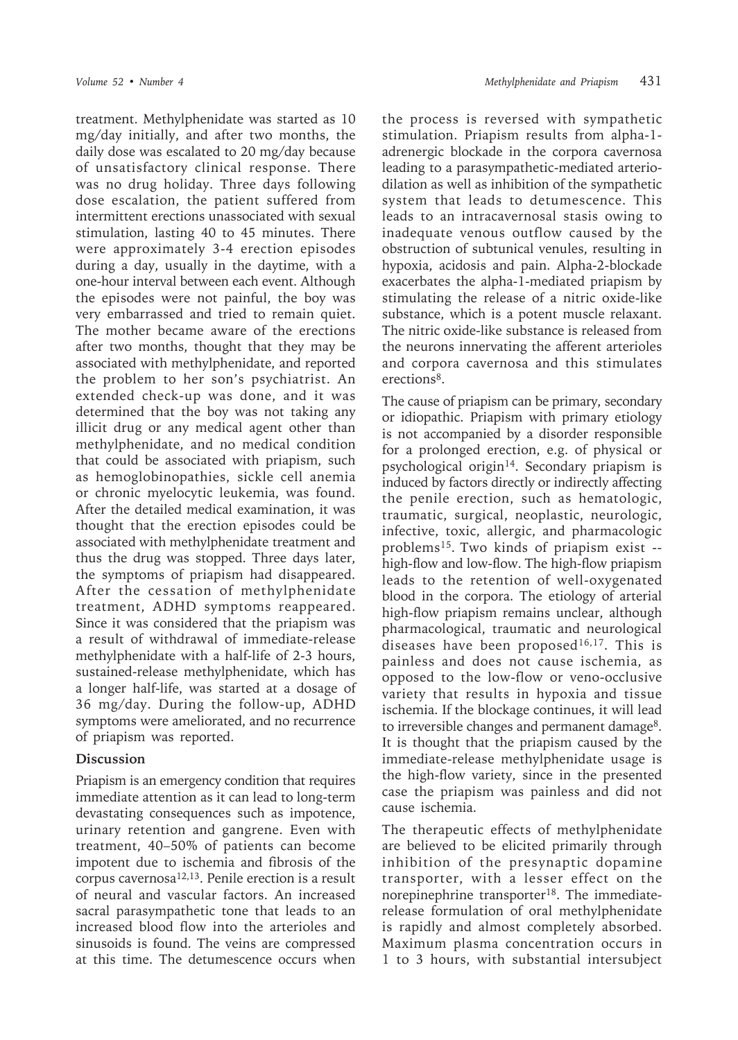treatment. Methylphenidate was started as 10 mg/day initially, and after two months, the daily dose was escalated to 20 mg/day because of unsatisfactory clinical response. There was no drug holiday. Three days following dose escalation, the patient suffered from intermittent erections unassociated with sexual stimulation, lasting 40 to 45 minutes. There were approximately 3-4 erection episodes during a day, usually in the daytime, with a one-hour interval between each event. Although the episodes were not painful, the boy was very embarrassed and tried to remain quiet. The mother became aware of the erections after two months, thought that they may be associated with methylphenidate, and reported the problem to her son's psychiatrist. An extended check-up was done, and it was determined that the boy was not taking any illicit drug or any medical agent other than methylphenidate, and no medical condition that could be associated with priapism, such as hemoglobinopathies, sickle cell anemia or chronic myelocytic leukemia, was found. After the detailed medical examination, it was thought that the erection episodes could be associated with methylphenidate treatment and thus the drug was stopped. Three days later, the symptoms of priapism had disappeared. After the cessation of methylphenidate treatment, ADHD symptoms reappeared. Since it was considered that the priapism was a result of withdrawal of immediate-release methylphenidate with a half-life of 2-3 hours, sustained-release methylphenidate, which has a longer half-life, was started at a dosage of 36 mg/day. During the follow-up, ADHD symptoms were ameliorated, and no recurrence of priapism was reported.

## Discussion

Priapism is an emergency condition that requires immediate attention as it can lead to long-term devastating consequences such as impotence, urinary retention and gangrene. Even with treatment, 40–50% of patients can become impotent due to ischemia and fibrosis of the corpus cavernosa[12,13]. Penile erection is a result of neural and vascular factors. An increased sacral parasympathetic tone that leads to an increased blood flow into the arterioles and sinusoids is found. The veins are compressed at this time. The detumescence occurs when the process is reversed with sympathetic stimulation. Priapism results from alpha-1-adrenergic blockade in the corpora cavernosa leading to a parasympathetic-mediated arteriodilation as well as inhibition of the sympathetic system that leads to detumescence. This leads to an intracavernosal stasis owing to inadequate venous outflow caused by the obstruction of subtunical venules, resulting in hypoxia, acidosis and pain. Alpha-2-blockade exacerbates the alpha-1-mediated priapism by stimulating the release of a nitric oxide-like substance, which is a potent muscle relaxant. The nitric oxide-like substance is released from the neurons innervating the afferent arterioles and corpora cavernosa and this stimulates erections[8].

The cause of priapism can be primary, secondary or idiopathic. Priapism with primary etiology is not accompanied by a disorder responsible for a prolonged erection, e.g. of physical or psychological origin[14]. Secondary priapism is induced by factors directly or indirectly affecting the penile erection, such as hematologic, traumatic, surgical, neoplastic, neurologic, infective, toxic, allergic, and pharmacologic problems[15]. Two kinds of priapism exist -- high-flow and low-flow. The high-flow priapism leads to the retention of well-oxygenated blood in the corpora. The etiology of arterial high-flow priapism remains unclear, although pharmacological, traumatic and neurological diseases have been proposed[16,17]. This is painless and does not cause ischemia, as opposed to the low-flow or veno-occlusive variety that results in hypoxia and tissue ischemia. If the blockage continues, it will lead to irreversible changes and permanent damage[8]. It is thought that the priapism caused by the immediate-release methylphenidate usage is the high-flow variety, since in the presented case the priapism was painless and did not cause ischemia.

The therapeutic effects of methylphenidate are believed to be elicited primarily through inhibition of the presynaptic dopamine transporter, with a lesser effect on the norepinephrine transporter[18]. The immediate-release formulation of oral methylphenidate is rapidly and almost completely absorbed. Maximum plasma concentration occurs in 1 to 3 hours, with substantial intersubject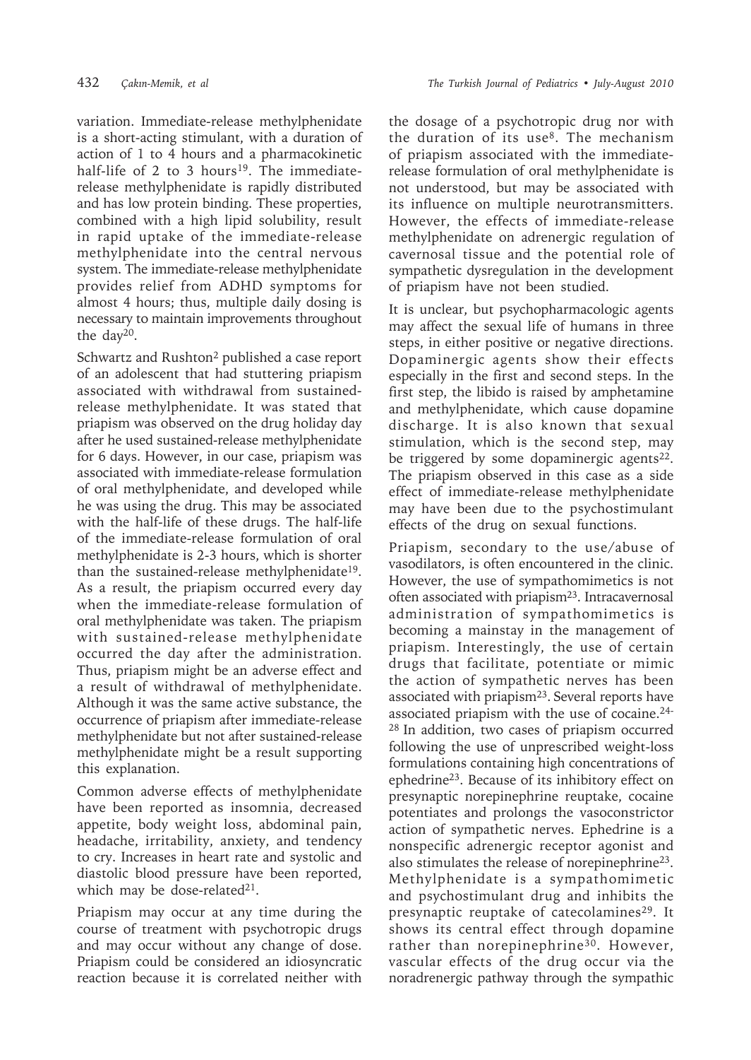variation. Immediate-release methylphenidate is a short-acting stimulant, with a duration of action of 1 to 4 hours and a pharmacokinetic half-life of 2 to 3 hours[19]. The immediate-release methylphenidate is rapidly distributed and has low protein binding. These properties, combined with a high lipid solubility, result in rapid uptake of the immediate-release methylphenidate into the central nervous system. The immediate-release methylphenidate provides relief from ADHD symptoms for almost 4 hours; thus, multiple daily dosing is necessary to maintain improvements throughout the day[20].

Schwartz and Rushton[2] published a case report of an adolescent that had stuttering priapism associated with withdrawal from sustained-release methylphenidate. It was stated that priapism was observed on the drug holiday day after he used sustained-release methylphenidate for 6 days. However, in our case, priapism was associated with immediate-release formulation of oral methylphenidate, and developed while he was using the drug. This may be associated with the half-life of these drugs. The half-life of the immediate-release formulation of oral methylphenidate is 2-3 hours, which is shorter than the sustained-release methylphenidate[19]. As a result, the priapism occurred every day when the immediate-release formulation of oral methylphenidate was taken. The priapism with sustained-release methylphenidate occurred the day after the administration. Thus, priapism might be an adverse effect and a result of withdrawal of methylphenidate. Although it was the same active substance, the occurrence of priapism after immediate-release methylphenidate but not after sustained-release methylphenidate might be a result supporting this explanation.

Common adverse effects of methylphenidate have been reported as insomnia, decreased appetite, body weight loss, abdominal pain, headache, irritability, anxiety, and tendency to cry. Increases in heart rate and systolic and diastolic blood pressure have been reported, which may be dose-related[21].

Priapism may occur at any time during the course of treatment with psychotropic drugs and may occur without any change of dose. Priapism could be considered an idiosyncratic reaction because it is correlated neither with the dosage of a psychotropic drug nor with the duration of its use[8]. The mechanism of priapism associated with the immediate-release formulation of oral methylphenidate is not understood, but may be associated with its influence on multiple neurotransmitters. However, the effects of immediate-release methylphenidate on adrenergic regulation of cavernosal tissue and the potential role of sympathetic dysregulation in the development of priapism have not been studied.

It is unclear, but psychopharmacologic agents may affect the sexual life of humans in three steps, in either positive or negative directions. Dopaminergic agents show their effects especially in the first and second steps. In the first step, the libido is raised by amphetamine and methylphenidate, which cause dopamine discharge. It is also known that sexual stimulation, which is the second step, may be triggered by some dopaminergic agents[22]. The priapism observed in this case as a side effect of immediate-release methylphenidate may have been due to the psychostimulant effects of the drug on sexual functions.

Priapism, secondary to the use/abuse of vasodilators, is often encountered in the clinic. However, the use of sympathomimetics is not often associated with priapism[23]. Intracavernosal administration of sympathomimetics is becoming a mainstay in the management of priapism. Interestingly, the use of certain drugs that facilitate, potentiate or mimic the action of sympathetic nerves has been associated with priapism[23]. Several reports have associated priapism with the use of cocaine.[24-28] In addition, two cases of priapism occurred following the use of unprescribed weight-loss formulations containing high concentrations of ephedrine[23]. Because of its inhibitory effect on presynaptic norepinephrine reuptake, cocaine potentiates and prolongs the vasoconstrictor action of sympathetic nerves. Ephedrine is a nonspecific adrenergic receptor agonist and also stimulates the release of norepinephrine[23]. Methylphenidate is a sympathomimetic and psychostimulant drug and inhibits the presynaptic reuptake of catecolamines[29]. It shows its central effect through dopamine rather than norepinephrine[30]. However, vascular effects of the drug occur via the noradrenergic pathway through the sympathic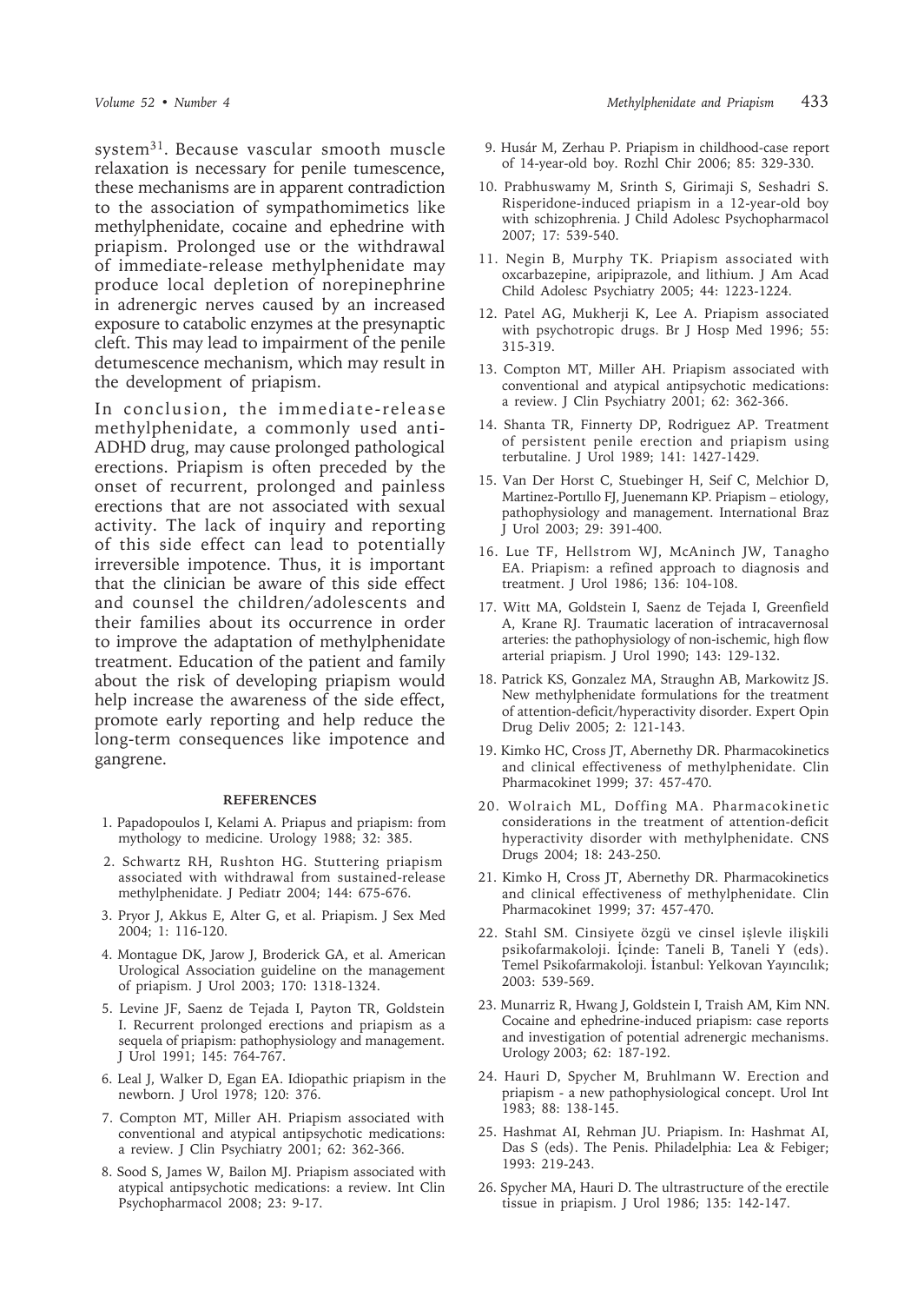system[31]. Because vascular smooth muscle relaxation is necessary for penile tumescence, these mechanisms are in apparent contradiction to the association of sympathomimetics like methylphenidate, cocaine and ephedrine with priapism. Prolonged use or the withdrawal of immediate-release methylphenidate may produce local depletion of norepinephrine in adrenergic nerves caused by an increased exposure to catabolic enzymes at the presynaptic cleft. This may lead to impairment of the penile detumescence mechanism, which may result in the development of priapism.

In conclusion, the immediate-release methylphenidate, a commonly used anti-ADHD drug, may cause prolonged pathological erections. Priapism is often preceded by the onset of recurrent, prolonged and painless erections that are not associated with sexual activity. The lack of inquiry and reporting of this side effect can lead to potentially irreversible impotence. Thus, it is important that the clinician be aware of this side effect and counsel the children/adolescents and their families about its occurrence in order to improve the adaptation of methylphenidate treatment. Education of the patient and family about the risk of developing priapism would help increase the awareness of the side effect, promote early reporting and help reduce the long-term consequences like impotence and gangrene.

## REFERENCES

1. Papadopoulos I, Kelami A. Priapus and priapism: from mythology to medicine. Urology 1988; 32: 385.
2. Schwartz RH, Rushton HG. Stuttering priapism associated with withdrawal from sustained-release methylphenidate. J Pediatr 2004; 144: 675-676.
3. Pryor J, Akkus E, Alter G, et al. Priapism. J Sex Med 2004; 1: 116-120.
4. Montague DK, Jarow J, Broderick GA, et al. American Urological Association guideline on the management of priapism. J Urol 2003; 170: 1318-1324.
5. Levine JF, Saenz de Tejada I, Payton TR, Goldstein I. Recurrent prolonged erections and priapism as a sequela of priapism: pathophysiology and management. J Urol 1991; 145: 764-767.
6. Leal J, Walker D, Egan EA. Idiopathic priapism in the newborn. J Urol 1978; 120: 376.
7. Compton MT, Miller AH. Priapism associated with conventional and atypical antipsychotic medications: a review. J Clin Psychiatry 2001; 62: 362-366.
8. Sood S, James W, Bailon MJ. Priapism associated with atypical antipsychotic medications: a review. Int Clin Psychopharmacol 2008; 23: 9-17.
9. Husár M, Zerhau P. Priapism in childhood-case report of 14-year-old boy. Rozhl Chir 2006; 85: 329-330.
10. Prabhuswamy M, Srinth S, Girimaji S, Seshadri S. Risperidone-induced priapism in a 12-year-old boy with schizophrenia. J Child Adolesc Psychopharmacol 2007; 17: 539-540.
11. Negin B, Murphy TK. Priapism associated with oxcarbazepine, aripiprazole, and lithium. J Am Acad Child Adolesc Psychiatry 2005; 44: 1223-1224.
12. Patel AG, Mukherji K, Lee A. Priapism associated with psychotropic drugs. Br J Hosp Med 1996; 55: 315-319.
13. Compton MT, Miller AH. Priapism associated with conventional and atypical antipsychotic medications: a review. J Clin Psychiatry 2001; 62: 362-366.
14. Shanta TR, Finnerty DP, Rodriguez AP. Treatment of persistent penile erection and priapism using terbutaline. J Urol 1989; 141: 1427-1429.
15. Van Der Horst C, Stuebinger H, Seif C, Melchior D, Martinez-Portıllo FJ, Juenemann KP. Priapism – etiology, pathophysiology and management. International Braz J Urol 2003; 29: 391-400.
16. Lue TF, Hellstrom WJ, McAninch JW, Tanagho EA. Priapism: a refined approach to diagnosis and treatment. J Urol 1986; 136: 104-108.
17. Witt MA, Goldstein I, Saenz de Tejada I, Greenfield A, Krane RJ. Traumatic laceration of intracavernosal arteries: the pathophysiology of non-ischemic, high flow arterial priapism. J Urol 1990; 143: 129-132.
18. Patrick KS, Gonzalez MA, Straughn AB, Markowitz JS. New methylphenidate formulations for the treatment of attention-deficit/hyperactivity disorder. Expert Opin Drug Deliv 2005; 2: 121-143.
19. Kimko HC, Cross JT, Abernethy DR. Pharmacokinetics and clinical effectiveness of methylphenidate. Clin Pharmacokinet 1999; 37: 457-470.
20. Wolraich ML, Doffing MA. Pharmacokinetic considerations in the treatment of attention-deficit hyperactivity disorder with methylphenidate. CNS Drugs 2004; 18: 243-250.
21. Kimko H, Cross JT, Abernethy DR. Pharmacokinetics and clinical effectiveness of methylphenidate. Clin Pharmacokinet 1999; 37: 457-470.
22. Stahl SM. Cinsiyete özgü ve cinsel işlevle ilişkili psikofarmakoloji. İçinde: Taneli B, Taneli Y (eds). Temel Psikofarmakoloji. İstanbul: Yelkovan Yayıncılık; 2003: 539-569.
23. Munarriz R, Hwang J, Goldstein I, Traish AM, Kim NN. Cocaine and ephedrine-induced priapism: case reports and investigation of potential adrenergic mechanisms. Urology 2003; 62: 187-192.
24. Hauri D, Spycher M, Bruhlmann W. Erection and priapism - a new pathophysiological concept. Urol Int 1983; 88: 138-145.
25. Hashmat AI, Rehman JU. Priapism. In: Hashmat AI, Das S (eds). The Penis. Philadelphia: Lea & Febiger; 1993: 219-243.
26. Spycher MA, Hauri D. The ultrastructure of the erectile tissue in priapism. J Urol 1986; 135: 142-147.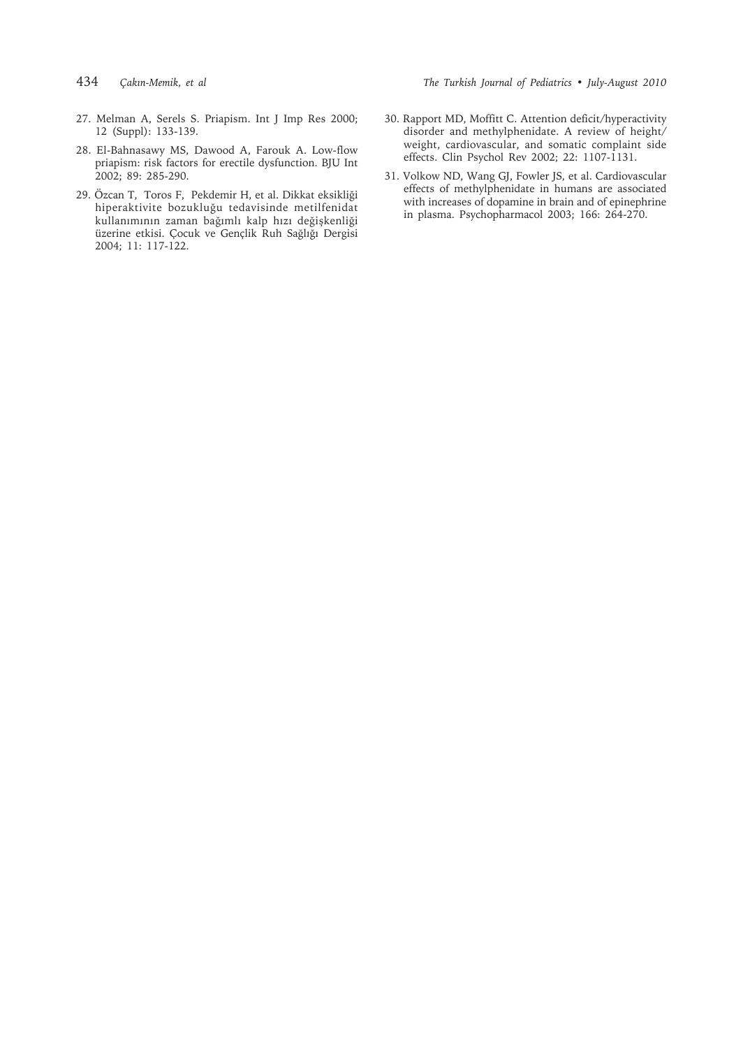27. Melman A, Serels S. Priapism. Int J Imp Res 2000; 12 (Suppl): 133-139.

28. El-Bahnasawy MS, Dawood A, Farouk A. Low-flow priapism: risk factors for erectile dysfunction. BJU Int 2002; 89: 285-290.

29. Özcan T, Toros F, Pekdemir H, et al. Dikkat eksikliği hiperaktivite bozukluğu tedavisinde metilfenidat kullanımının zaman bağımlı kalp hızı değişkenliği üzerine etkisi. Çocuk ve Gençlik Ruh Sağlığı Dergisi 2004; 11: 117-122.

30. Rapport MD, Moffitt C. Attention deficit/hyperactivity disorder and methylphenidate. A review of height/weight, cardiovascular, and somatic complaint side effects. Clin Psychol Rev 2002; 22: 1107-1131.

31. Volkow ND, Wang GJ, Fowler JS, et al. Cardiovascular effects of methylphenidate in humans are associated with increases of dopamine in brain and of epinephrine in plasma. Psychopharmacol 2003; 166: 264-270.